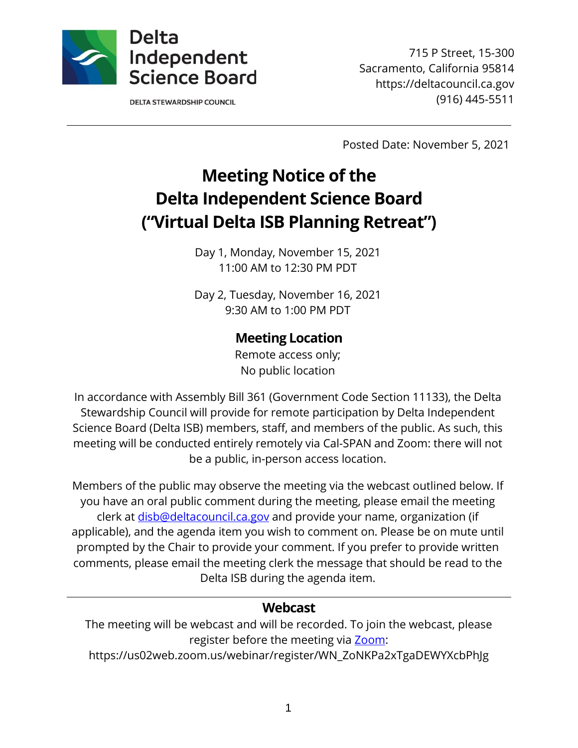Delta Independent Science Board

DELTA STEWARDSHIP COUNCIL

715 P Street, 15-300
Sacramento, California 95814
https://deltacouncil.ca.gov
(916) 445-5511

---

Posted Date: November 5, 2021

# Meeting Notice of the Delta Independent Science Board ("Virtual Delta ISB Planning Retreat")

Day 1, Monday, November 15, 2021
11:00 AM to 12:30 PM PDT

Day 2, Tuesday, November 16, 2021
9:30 AM to 1:00 PM PDT

## Meeting Location

Remote access only;
No public location

In accordance with Assembly Bill 361 (Government Code Section 11133), the Delta Stewardship Council will provide for remote participation by Delta Independent Science Board (Delta ISB) members, staff, and members of the public. As such, this meeting will be conducted entirely remotely via Cal-SPAN and Zoom: there will not be a public, in-person access location.

Members of the public may observe the meeting via the webcast outlined below. If you have an oral public comment during the meeting, please email the meeting clerk at [disb@deltacouncil.ca.gov](mailto:disb@deltacouncil.ca.gov) and provide your name, organization (if applicable), and the agenda item you wish to comment on. Please be on mute until prompted by the Chair to provide your comment. If you prefer to provide written comments, please email the meeting clerk the message that should be read to the Delta ISB during the agenda item.

---

## Webcast

The meeting will be webcast and will be recorded. To join the webcast, please register before the meeting via [Zoom](https://us02web.zoom.us/webinar/register/WN_ZoNKPa2xTgaDEWYXcbPhJg):
https://us02web.zoom.us/webinar/register/WN_ZoNKPa2xTgaDEWYXcbPhJg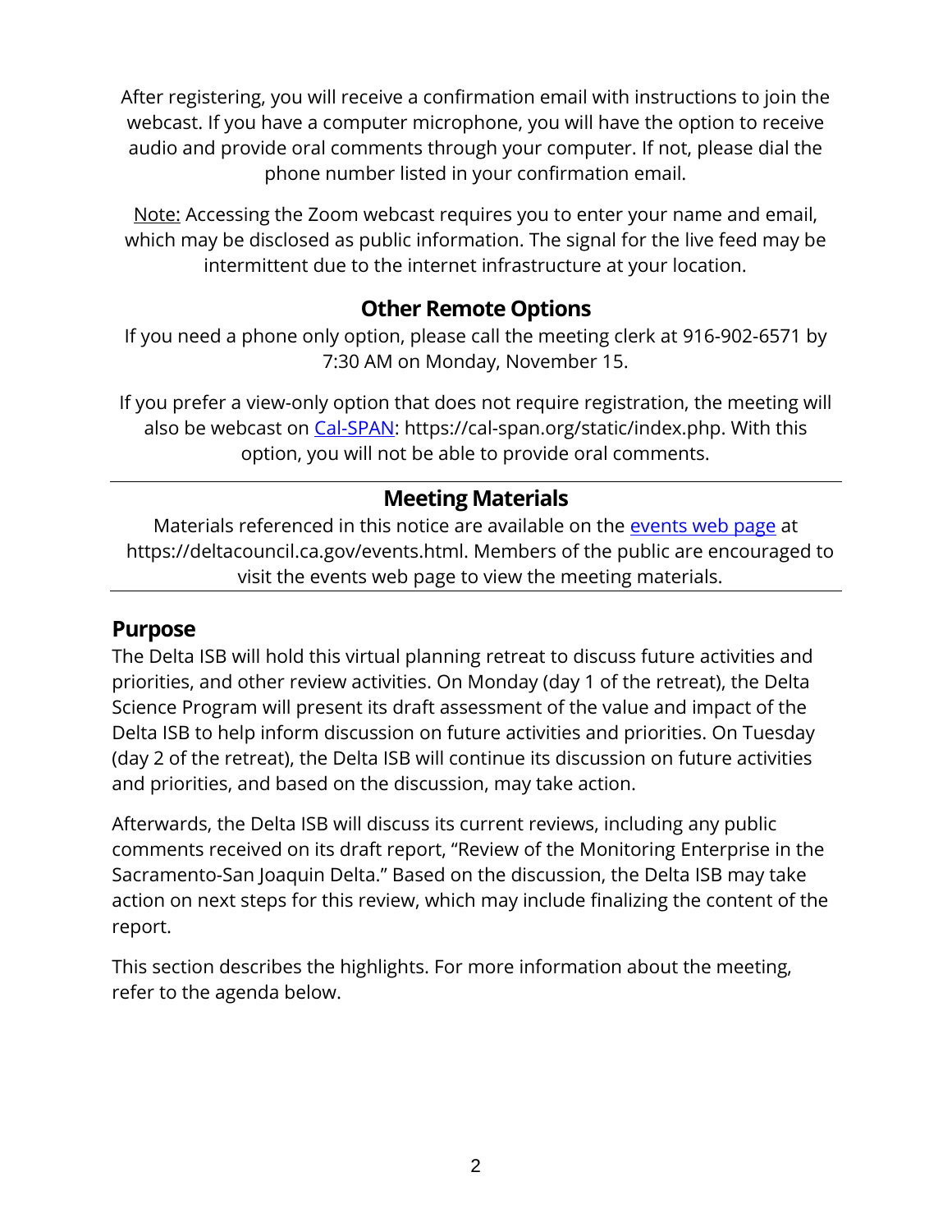After registering, you will receive a confirmation email with instructions to join the webcast. If you have a computer microphone, you will have the option to receive audio and provide oral comments through your computer. If not, please dial the phone number listed in your confirmation email.

Note: Accessing the Zoom webcast requires you to enter your name and email, which may be disclosed as public information. The signal for the live feed may be intermittent due to the internet infrastructure at your location.

### Other Remote Options

If you need a phone only option, please call the meeting clerk at 916-902-6571 by 7:30 AM on Monday, November 15.

If you prefer a view-only option that does not require registration, the meeting will also be webcast on [Cal-SPAN](https://cal-span.org/static/index.php): https://cal-span.org/static/index.php. With this option, you will not be able to provide oral comments.

---

### Meeting Materials

Materials referenced in this notice are available on the [events web page](https://deltacouncil.ca.gov/events.html) at https://deltacouncil.ca.gov/events.html. Members of the public are encouraged to visit the events web page to view the meeting materials.

---

## Purpose

The Delta ISB will hold this virtual planning retreat to discuss future activities and priorities, and other review activities. On Monday (day 1 of the retreat), the Delta Science Program will present its draft assessment of the value and impact of the Delta ISB to help inform discussion on future activities and priorities. On Tuesday (day 2 of the retreat), the Delta ISB will continue its discussion on future activities and priorities, and based on the discussion, may take action.

Afterwards, the Delta ISB will discuss its current reviews, including any public comments received on its draft report, "Review of the Monitoring Enterprise in the Sacramento-San Joaquin Delta." Based on the discussion, the Delta ISB may take action on next steps for this review, which may include finalizing the content of the report.

This section describes the highlights. For more information about the meeting, refer to the agenda below.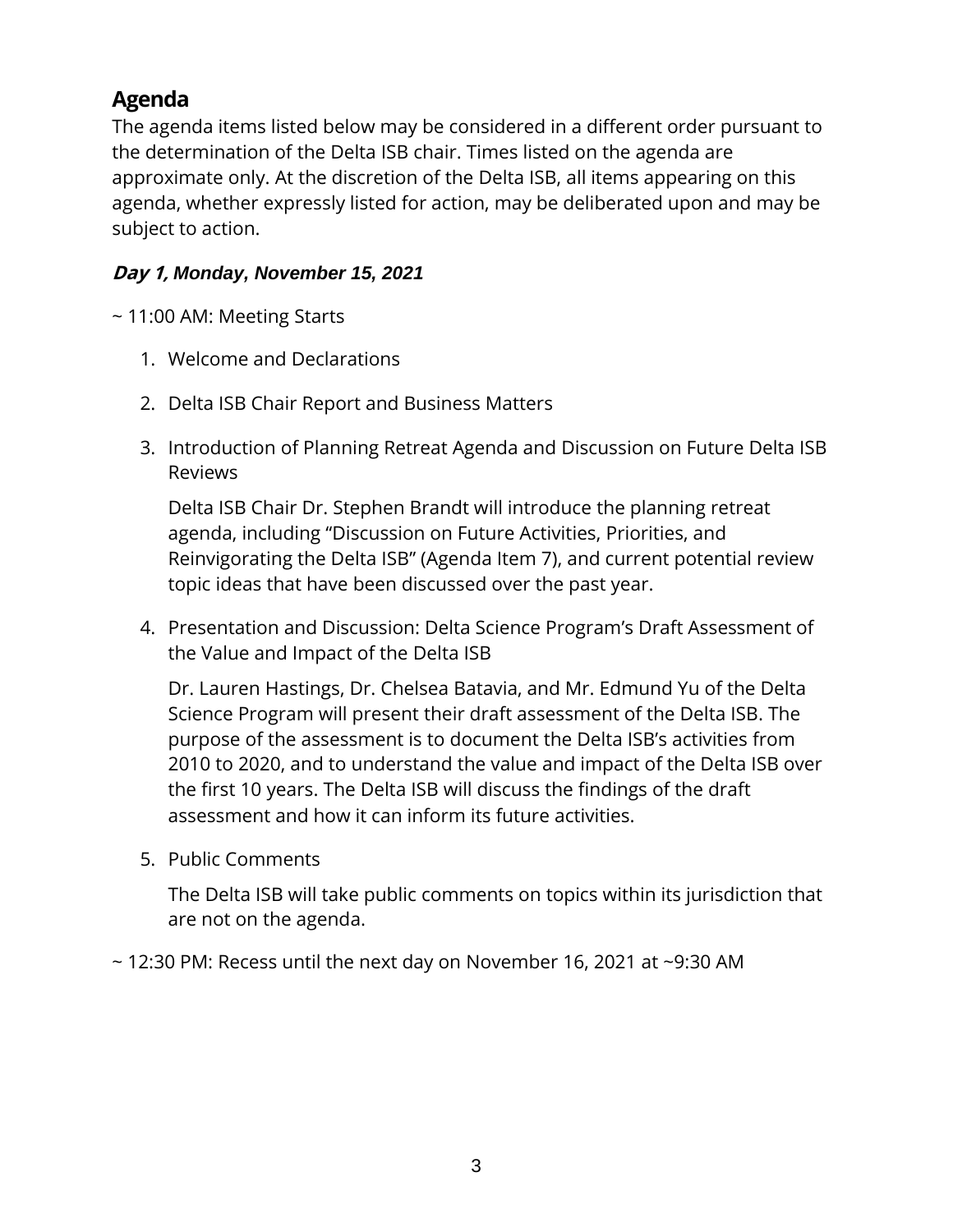## Agenda

The agenda items listed below may be considered in a different order pursuant to the determination of the Delta ISB chair. Times listed on the agenda are approximate only. At the discretion of the Delta ISB, all items appearing on this agenda, whether expressly listed for action, may be deliberated upon and may be subject to action.

### *Day 1, Monday, November 15, 2021*

~ 11:00 AM: Meeting Starts

1. Welcome and Declarations

2. Delta ISB Chair Report and Business Matters

3. Introduction of Planning Retreat Agenda and Discussion on Future Delta ISB Reviews

   Delta ISB Chair Dr. Stephen Brandt will introduce the planning retreat agenda, including "Discussion on Future Activities, Priorities, and Reinvigorating the Delta ISB" (Agenda Item 7), and current potential review topic ideas that have been discussed over the past year.

4. Presentation and Discussion: Delta Science Program's Draft Assessment of the Value and Impact of the Delta ISB

   Dr. Lauren Hastings, Dr. Chelsea Batavia, and Mr. Edmund Yu of the Delta Science Program will present their draft assessment of the Delta ISB. The purpose of the assessment is to document the Delta ISB's activities from 2010 to 2020, and to understand the value and impact of the Delta ISB over the first 10 years. The Delta ISB will discuss the findings of the draft assessment and how it can inform its future activities.

5. Public Comments

   The Delta ISB will take public comments on topics within its jurisdiction that are not on the agenda.

~ 12:30 PM: Recess until the next day on November 16, 2021 at ~9:30 AM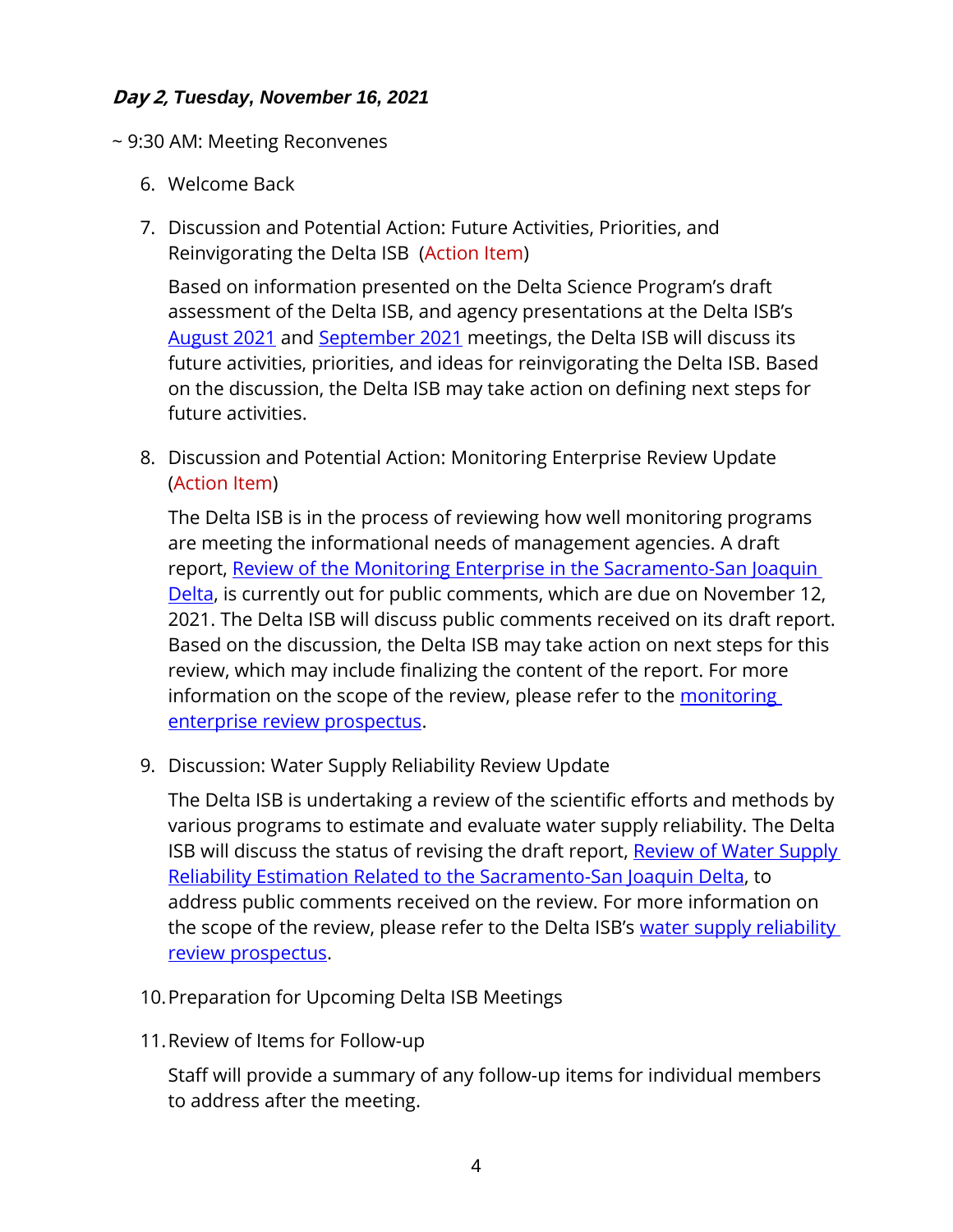***Day 2, Tuesday, November 16, 2021***

~ 9:30 AM: Meeting Reconvenes

6. Welcome Back

7. Discussion and Potential Action: Future Activities, Priorities, and Reinvigorating the Delta ISB (Action Item)

   Based on information presented on the Delta Science Program's draft assessment of the Delta ISB, and agency presentations at the Delta ISB's August 2021 and September 2021 meetings, the Delta ISB will discuss its future activities, priorities, and ideas for reinvigorating the Delta ISB. Based on the discussion, the Delta ISB may take action on defining next steps for future activities.

8. Discussion and Potential Action: Monitoring Enterprise Review Update (Action Item)

   The Delta ISB is in the process of reviewing how well monitoring programs are meeting the informational needs of management agencies. A draft report, Review of the Monitoring Enterprise in the Sacramento-San Joaquin Delta, is currently out for public comments, which are due on November 12, 2021. The Delta ISB will discuss public comments received on its draft report. Based on the discussion, the Delta ISB may take action on next steps for this review, which may include finalizing the content of the report. For more information on the scope of the review, please refer to the monitoring enterprise review prospectus.

9. Discussion: Water Supply Reliability Review Update

   The Delta ISB is undertaking a review of the scientific efforts and methods by various programs to estimate and evaluate water supply reliability. The Delta ISB will discuss the status of revising the draft report, Review of Water Supply Reliability Estimation Related to the Sacramento-San Joaquin Delta, to address public comments received on the review. For more information on the scope of the review, please refer to the Delta ISB's water supply reliability review prospectus.

10. Preparation for Upcoming Delta ISB Meetings

11. Review of Items for Follow-up

    Staff will provide a summary of any follow-up items for individual members to address after the meeting.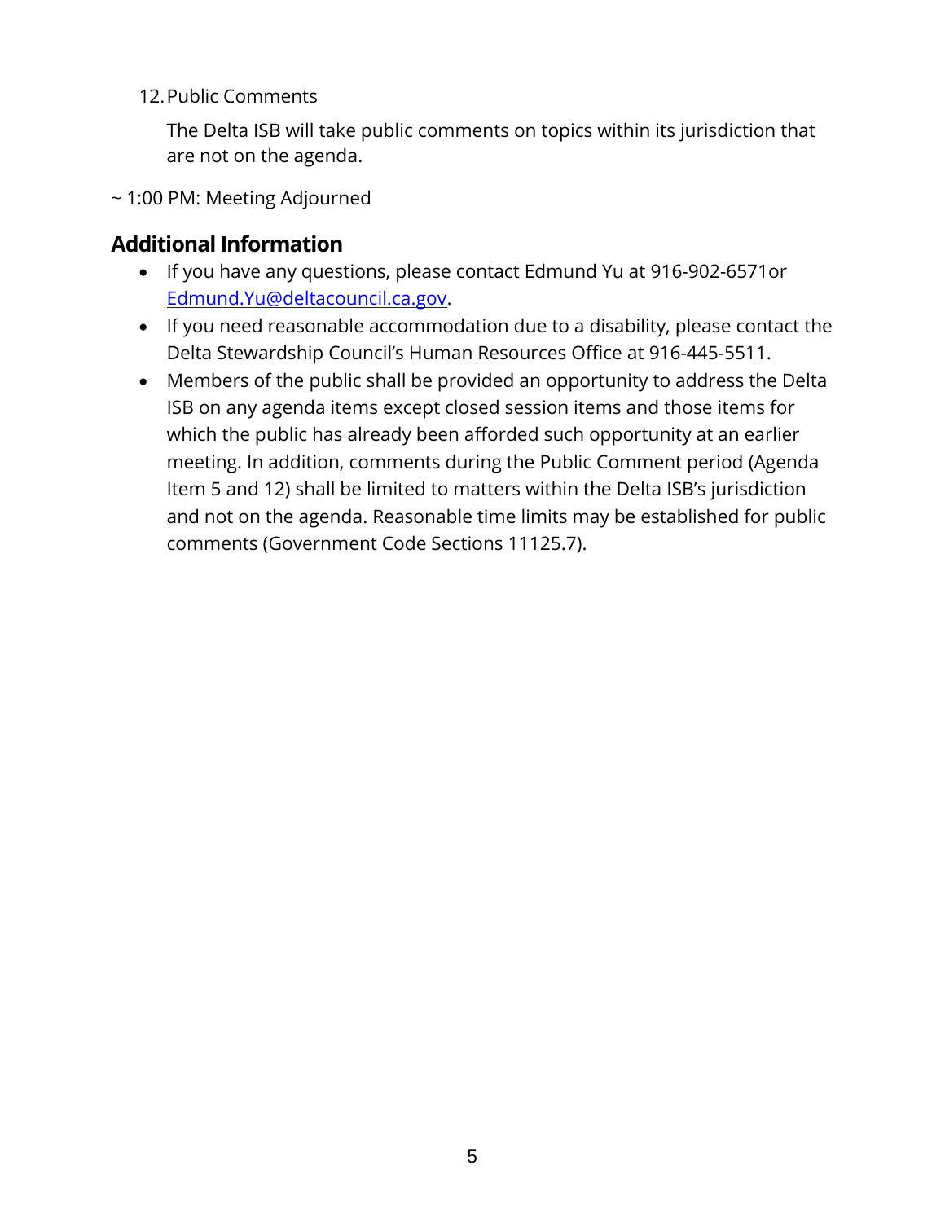12. Public Comments

    The Delta ISB will take public comments on topics within its jurisdiction that are not on the agenda.

~ 1:00 PM: Meeting Adjourned

## Additional Information

- If you have any questions, please contact Edmund Yu at 916-902-6571or Edmund.Yu@deltacouncil.ca.gov.
- If you need reasonable accommodation due to a disability, please contact the Delta Stewardship Council's Human Resources Office at 916-445-5511.
- Members of the public shall be provided an opportunity to address the Delta ISB on any agenda items except closed session items and those items for which the public has already been afforded such opportunity at an earlier meeting. In addition, comments during the Public Comment period (Agenda Item 5 and 12) shall be limited to matters within the Delta ISB's jurisdiction and not on the agenda. Reasonable time limits may be established for public comments (Government Code Sections 11125.7).